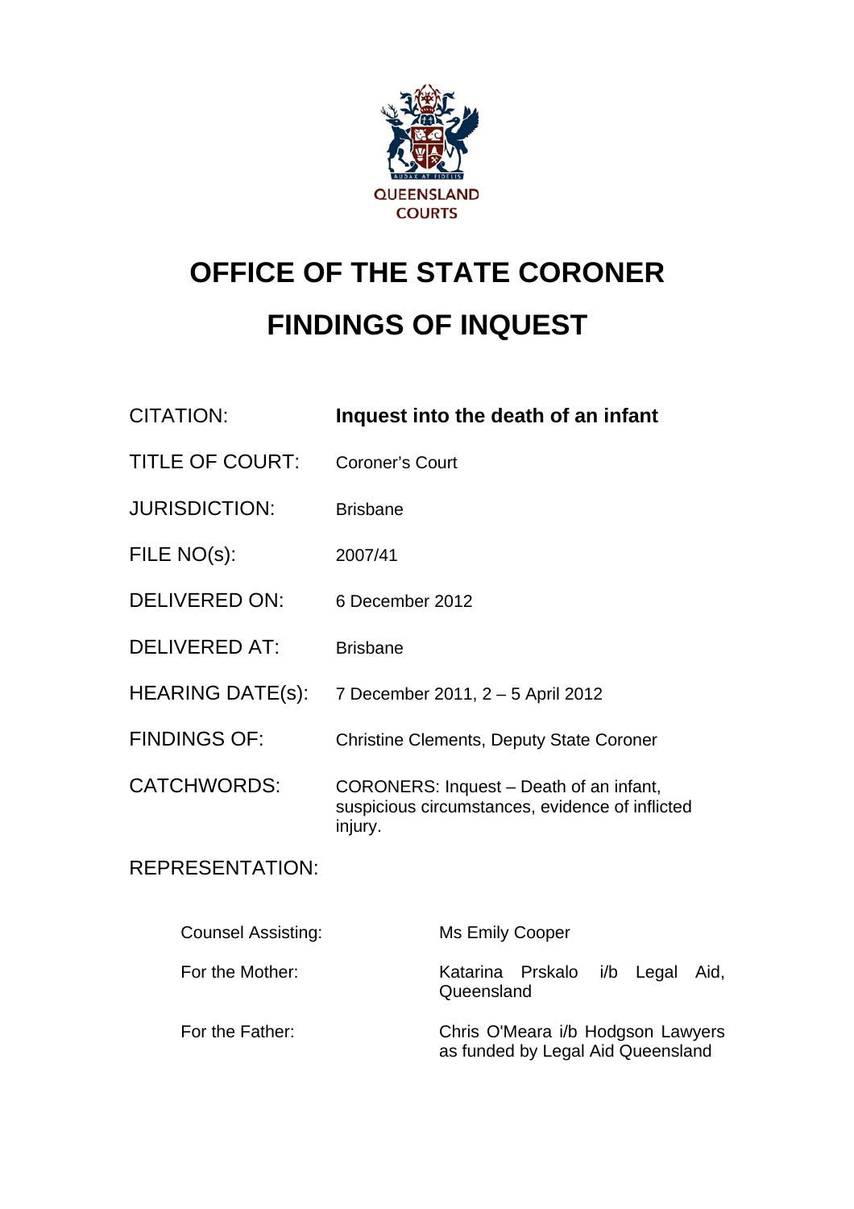QUEENSLAND COURTS

# OFFICE OF THE STATE CORONER

# FINDINGS OF INQUEST

| | |
|---|---|
| CITATION: | **Inquest into the death of an infant** |
| TITLE OF COURT: | Coroner's Court |
| JURISDICTION: | Brisbane |
| FILE NO(s): | 2007/41 |
| DELIVERED ON: | 6 December 2012 |
| DELIVERED AT: | Brisbane |
| HEARING DATE(s): | 7 December 2011, 2 – 5 April 2012 |
| FINDINGS OF: | Christine Clements, Deputy State Coroner |
| CATCHWORDS: | CORONERS: Inquest – Death of an infant, suspicious circumstances, evidence of inflicted injury. |

REPRESENTATION:

| | |
|---|---|
| Counsel Assisting: | Ms Emily Cooper |
| For the Mother: | Katarina Prskalo i/b Legal Aid, Queensland |
| For the Father: | Chris O'Meara i/b Hodgson Lawyers as funded by Legal Aid Queensland |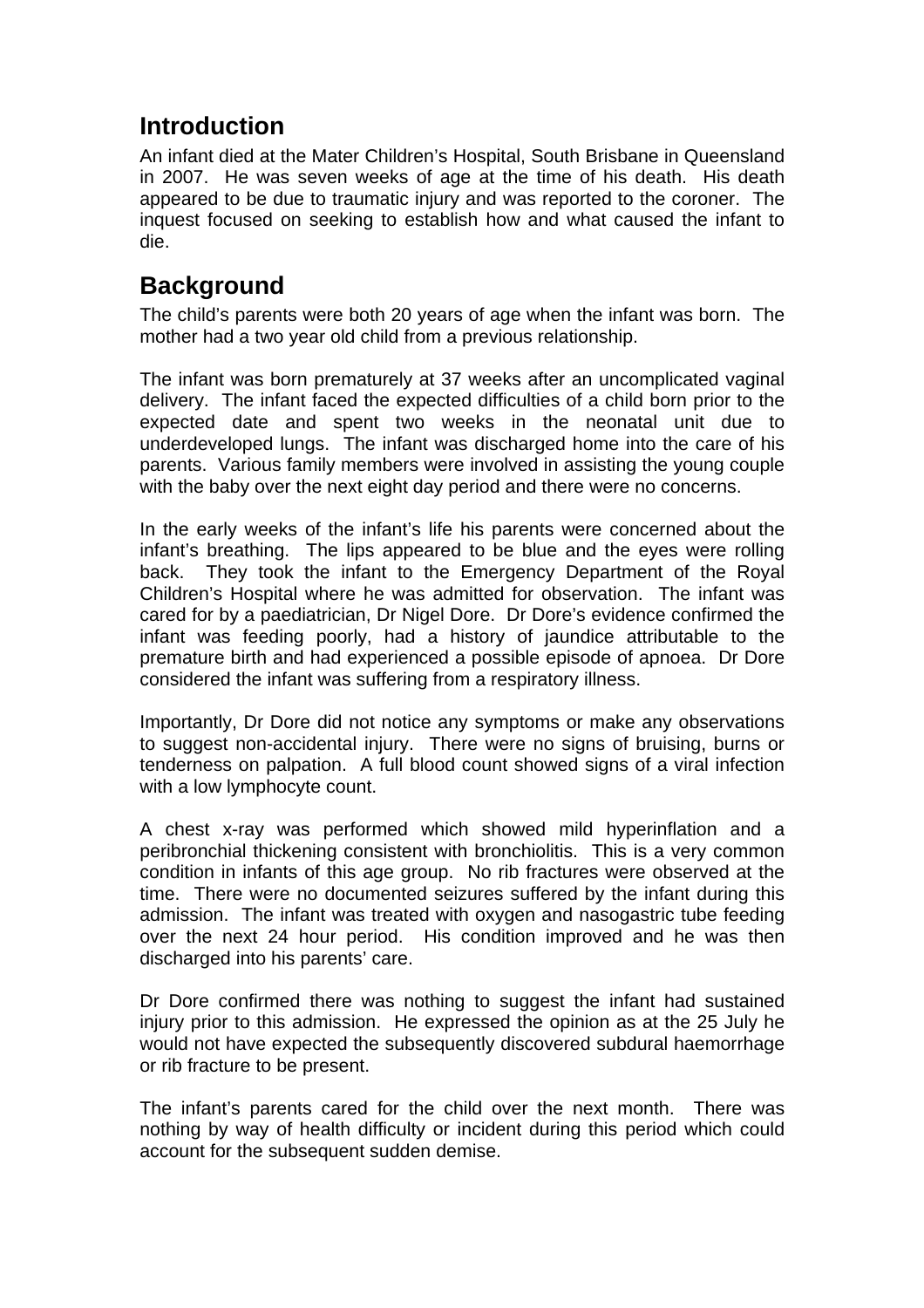## Introduction

An infant died at the Mater Children's Hospital, South Brisbane in Queensland in 2007. He was seven weeks of age at the time of his death. His death appeared to be due to traumatic injury and was reported to the coroner. The inquest focused on seeking to establish how and what caused the infant to die.

## Background

The child's parents were both 20 years of age when the infant was born. The mother had a two year old child from a previous relationship.

The infant was born prematurely at 37 weeks after an uncomplicated vaginal delivery. The infant faced the expected difficulties of a child born prior to the expected date and spent two weeks in the neonatal unit due to underdeveloped lungs. The infant was discharged home into the care of his parents. Various family members were involved in assisting the young couple with the baby over the next eight day period and there were no concerns.

In the early weeks of the infant's life his parents were concerned about the infant's breathing. The lips appeared to be blue and the eyes were rolling back. They took the infant to the Emergency Department of the Royal Children's Hospital where he was admitted for observation. The infant was cared for by a paediatrician, Dr Nigel Dore. Dr Dore's evidence confirmed the infant was feeding poorly, had a history of jaundice attributable to the premature birth and had experienced a possible episode of apnoea. Dr Dore considered the infant was suffering from a respiratory illness.

Importantly, Dr Dore did not notice any symptoms or make any observations to suggest non-accidental injury. There were no signs of bruising, burns or tenderness on palpation. A full blood count showed signs of a viral infection with a low lymphocyte count.

A chest x-ray was performed which showed mild hyperinflation and a peribronchial thickening consistent with bronchiolitis. This is a very common condition in infants of this age group. No rib fractures were observed at the time. There were no documented seizures suffered by the infant during this admission. The infant was treated with oxygen and nasogastric tube feeding over the next 24 hour period. His condition improved and he was then discharged into his parents' care.

Dr Dore confirmed there was nothing to suggest the infant had sustained injury prior to this admission. He expressed the opinion as at the 25 July he would not have expected the subsequently discovered subdural haemorrhage or rib fracture to be present.

The infant's parents cared for the child over the next month. There was nothing by way of health difficulty or incident during this period which could account for the subsequent sudden demise.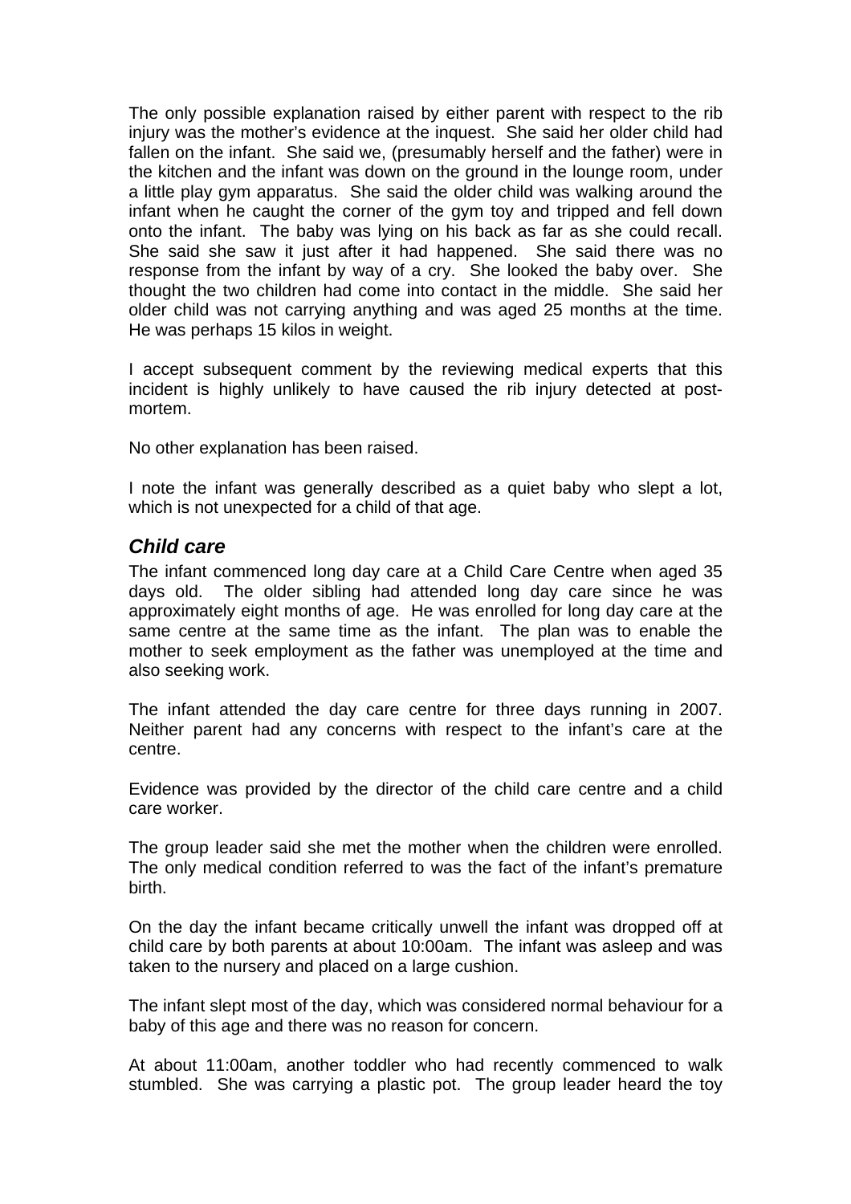The only possible explanation raised by either parent with respect to the rib injury was the mother's evidence at the inquest. She said her older child had fallen on the infant. She said we, (presumably herself and the father) were in the kitchen and the infant was down on the ground in the lounge room, under a little play gym apparatus. She said the older child was walking around the infant when he caught the corner of the gym toy and tripped and fell down onto the infant. The baby was lying on his back as far as she could recall. She said she saw it just after it had happened. She said there was no response from the infant by way of a cry. She looked the baby over. She thought the two children had come into contact in the middle. She said her older child was not carrying anything and was aged 25 months at the time. He was perhaps 15 kilos in weight.

I accept subsequent comment by the reviewing medical experts that this incident is highly unlikely to have caused the rib injury detected at post-mortem.

No other explanation has been raised.

I note the infant was generally described as a quiet baby who slept a lot, which is not unexpected for a child of that age.

### *Child care*

The infant commenced long day care at a Child Care Centre when aged 35 days old. The older sibling had attended long day care since he was approximately eight months of age. He was enrolled for long day care at the same centre at the same time as the infant. The plan was to enable the mother to seek employment as the father was unemployed at the time and also seeking work.

The infant attended the day care centre for three days running in 2007. Neither parent had any concerns with respect to the infant's care at the centre.

Evidence was provided by the director of the child care centre and a child care worker.

The group leader said she met the mother when the children were enrolled. The only medical condition referred to was the fact of the infant's premature birth.

On the day the infant became critically unwell the infant was dropped off at child care by both parents at about 10:00am. The infant was asleep and was taken to the nursery and placed on a large cushion.

The infant slept most of the day, which was considered normal behaviour for a baby of this age and there was no reason for concern.

At about 11:00am, another toddler who had recently commenced to walk stumbled. She was carrying a plastic pot. The group leader heard the toy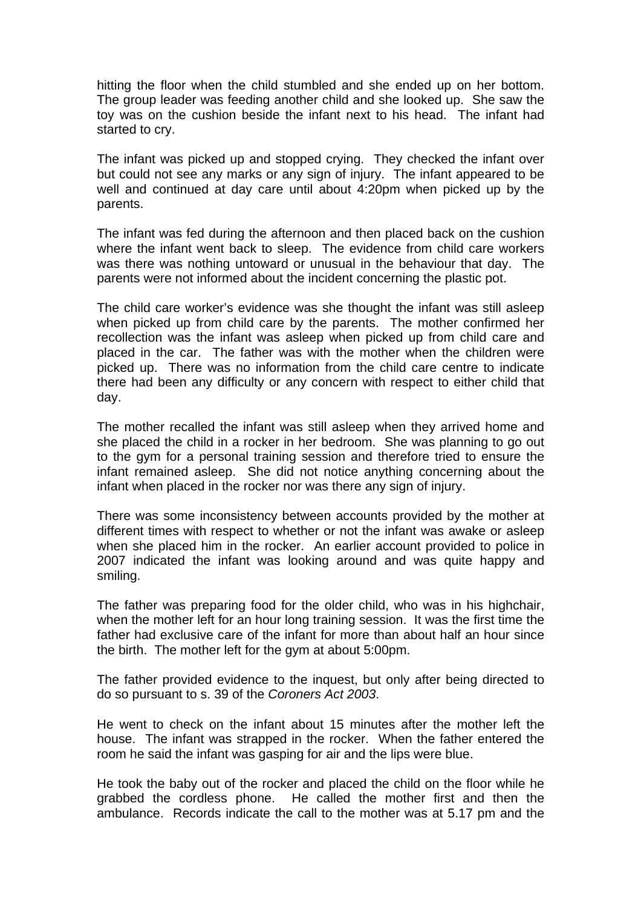hitting the floor when the child stumbled and she ended up on her bottom. The group leader was feeding another child and she looked up. She saw the toy was on the cushion beside the infant next to his head. The infant had started to cry.

The infant was picked up and stopped crying. They checked the infant over but could not see any marks or any sign of injury. The infant appeared to be well and continued at day care until about 4:20pm when picked up by the parents.

The infant was fed during the afternoon and then placed back on the cushion where the infant went back to sleep. The evidence from child care workers was there was nothing untoward or unusual in the behaviour that day. The parents were not informed about the incident concerning the plastic pot.

The child care worker's evidence was she thought the infant was still asleep when picked up from child care by the parents. The mother confirmed her recollection was the infant was asleep when picked up from child care and placed in the car. The father was with the mother when the children were picked up. There was no information from the child care centre to indicate there had been any difficulty or any concern with respect to either child that day.

The mother recalled the infant was still asleep when they arrived home and she placed the child in a rocker in her bedroom. She was planning to go out to the gym for a personal training session and therefore tried to ensure the infant remained asleep. She did not notice anything concerning about the infant when placed in the rocker nor was there any sign of injury.

There was some inconsistency between accounts provided by the mother at different times with respect to whether or not the infant was awake or asleep when she placed him in the rocker. An earlier account provided to police in 2007 indicated the infant was looking around and was quite happy and smiling.

The father was preparing food for the older child, who was in his highchair, when the mother left for an hour long training session. It was the first time the father had exclusive care of the infant for more than about half an hour since the birth. The mother left for the gym at about 5:00pm.

The father provided evidence to the inquest, but only after being directed to do so pursuant to s. 39 of the *Coroners Act 2003*.

He went to check on the infant about 15 minutes after the mother left the house. The infant was strapped in the rocker. When the father entered the room he said the infant was gasping for air and the lips were blue.

He took the baby out of the rocker and placed the child on the floor while he grabbed the cordless phone. He called the mother first and then the ambulance. Records indicate the call to the mother was at 5.17 pm and the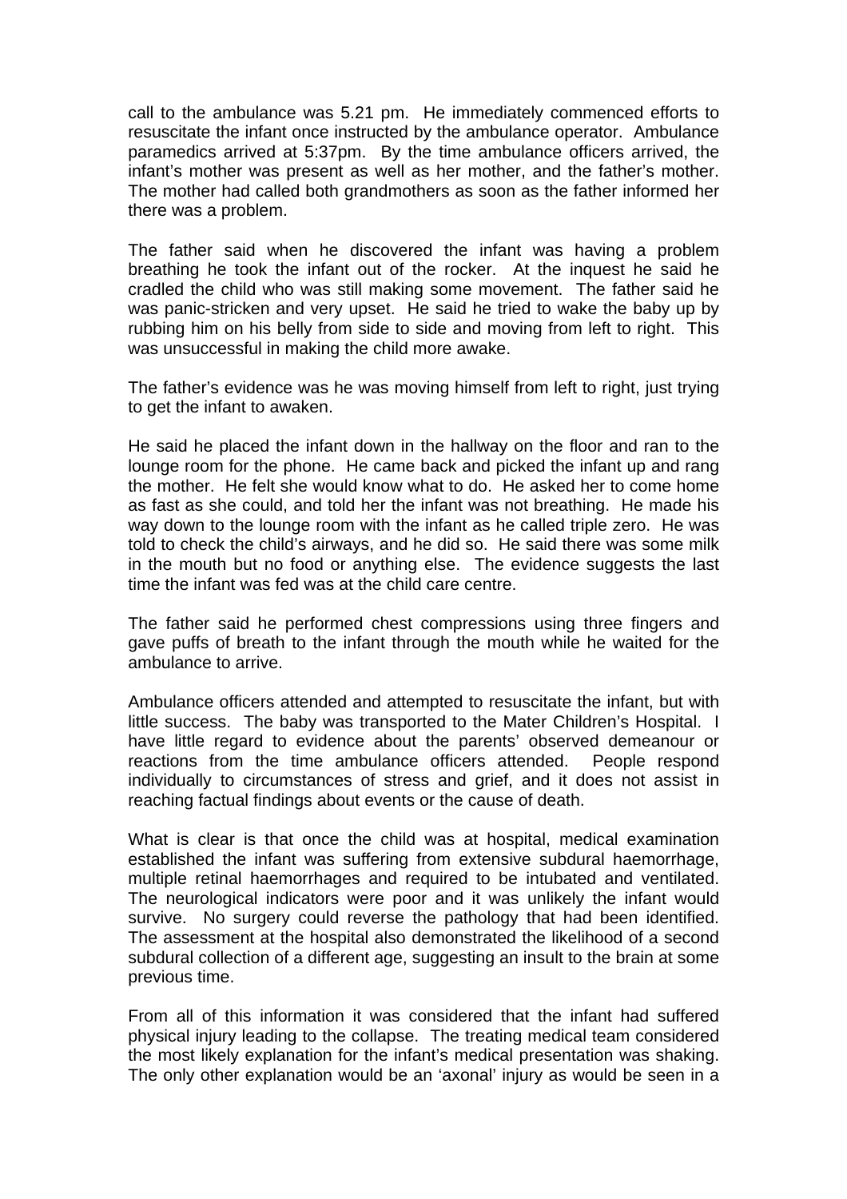call to the ambulance was 5.21 pm. He immediately commenced efforts to resuscitate the infant once instructed by the ambulance operator. Ambulance paramedics arrived at 5:37pm. By the time ambulance officers arrived, the infant's mother was present as well as her mother, and the father's mother. The mother had called both grandmothers as soon as the father informed her there was a problem.

The father said when he discovered the infant was having a problem breathing he took the infant out of the rocker. At the inquest he said he cradled the child who was still making some movement. The father said he was panic-stricken and very upset. He said he tried to wake the baby up by rubbing him on his belly from side to side and moving from left to right. This was unsuccessful in making the child more awake.

The father's evidence was he was moving himself from left to right, just trying to get the infant to awaken.

He said he placed the infant down in the hallway on the floor and ran to the lounge room for the phone. He came back and picked the infant up and rang the mother. He felt she would know what to do. He asked her to come home as fast as she could, and told her the infant was not breathing. He made his way down to the lounge room with the infant as he called triple zero. He was told to check the child's airways, and he did so. He said there was some milk in the mouth but no food or anything else. The evidence suggests the last time the infant was fed was at the child care centre.

The father said he performed chest compressions using three fingers and gave puffs of breath to the infant through the mouth while he waited for the ambulance to arrive.

Ambulance officers attended and attempted to resuscitate the infant, but with little success. The baby was transported to the Mater Children's Hospital. I have little regard to evidence about the parents' observed demeanour or reactions from the time ambulance officers attended. People respond individually to circumstances of stress and grief, and it does not assist in reaching factual findings about events or the cause of death.

What is clear is that once the child was at hospital, medical examination established the infant was suffering from extensive subdural haemorrhage, multiple retinal haemorrhages and required to be intubated and ventilated. The neurological indicators were poor and it was unlikely the infant would survive. No surgery could reverse the pathology that had been identified. The assessment at the hospital also demonstrated the likelihood of a second subdural collection of a different age, suggesting an insult to the brain at some previous time.

From all of this information it was considered that the infant had suffered physical injury leading to the collapse. The treating medical team considered the most likely explanation for the infant's medical presentation was shaking. The only other explanation would be an 'axonal' injury as would be seen in a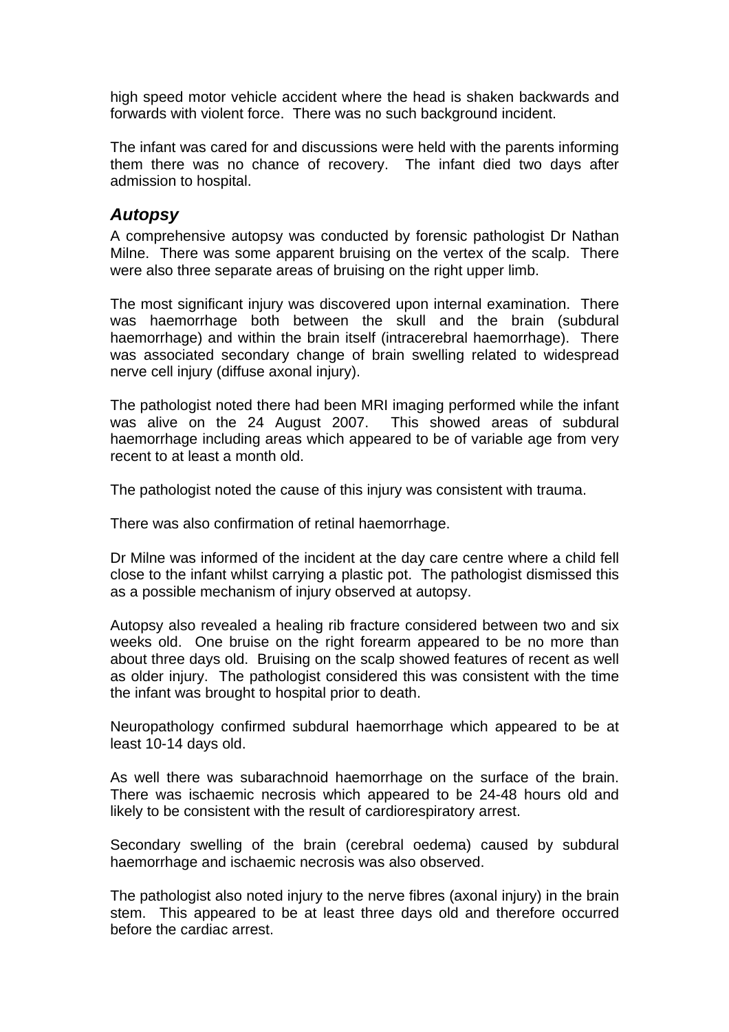high speed motor vehicle accident where the head is shaken backwards and forwards with violent force. There was no such background incident.

The infant was cared for and discussions were held with the parents informing them there was no chance of recovery. The infant died two days after admission to hospital.

## *Autopsy*

A comprehensive autopsy was conducted by forensic pathologist Dr Nathan Milne. There was some apparent bruising on the vertex of the scalp. There were also three separate areas of bruising on the right upper limb.

The most significant injury was discovered upon internal examination. There was haemorrhage both between the skull and the brain (subdural haemorrhage) and within the brain itself (intracerebral haemorrhage). There was associated secondary change of brain swelling related to widespread nerve cell injury (diffuse axonal injury).

The pathologist noted there had been MRI imaging performed while the infant was alive on the 24 August 2007. This showed areas of subdural haemorrhage including areas which appeared to be of variable age from very recent to at least a month old.

The pathologist noted the cause of this injury was consistent with trauma.

There was also confirmation of retinal haemorrhage.

Dr Milne was informed of the incident at the day care centre where a child fell close to the infant whilst carrying a plastic pot. The pathologist dismissed this as a possible mechanism of injury observed at autopsy.

Autopsy also revealed a healing rib fracture considered between two and six weeks old. One bruise on the right forearm appeared to be no more than about three days old. Bruising on the scalp showed features of recent as well as older injury. The pathologist considered this was consistent with the time the infant was brought to hospital prior to death.

Neuropathology confirmed subdural haemorrhage which appeared to be at least 10-14 days old.

As well there was subarachnoid haemorrhage on the surface of the brain. There was ischaemic necrosis which appeared to be 24-48 hours old and likely to be consistent with the result of cardiorespiratory arrest.

Secondary swelling of the brain (cerebral oedema) caused by subdural haemorrhage and ischaemic necrosis was also observed.

The pathologist also noted injury to the nerve fibres (axonal injury) in the brain stem. This appeared to be at least three days old and therefore occurred before the cardiac arrest.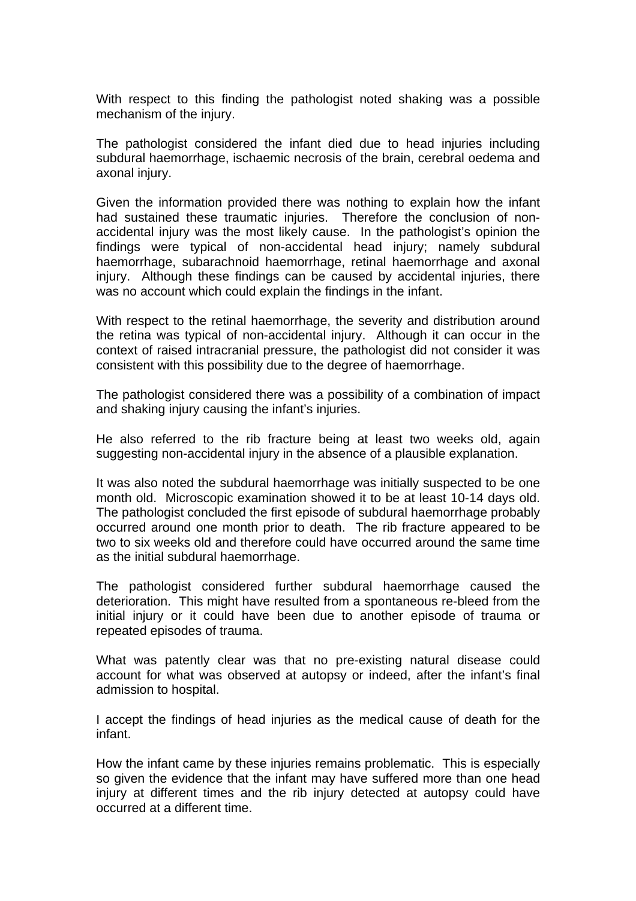With respect to this finding the pathologist noted shaking was a possible mechanism of the injury.

The pathologist considered the infant died due to head injuries including subdural haemorrhage, ischaemic necrosis of the brain, cerebral oedema and axonal injury.

Given the information provided there was nothing to explain how the infant had sustained these traumatic injuries. Therefore the conclusion of non-accidental injury was the most likely cause. In the pathologist's opinion the findings were typical of non-accidental head injury; namely subdural haemorrhage, subarachnoid haemorrhage, retinal haemorrhage and axonal injury. Although these findings can be caused by accidental injuries, there was no account which could explain the findings in the infant.

With respect to the retinal haemorrhage, the severity and distribution around the retina was typical of non-accidental injury. Although it can occur in the context of raised intracranial pressure, the pathologist did not consider it was consistent with this possibility due to the degree of haemorrhage.

The pathologist considered there was a possibility of a combination of impact and shaking injury causing the infant's injuries.

He also referred to the rib fracture being at least two weeks old, again suggesting non-accidental injury in the absence of a plausible explanation.

It was also noted the subdural haemorrhage was initially suspected to be one month old. Microscopic examination showed it to be at least 10-14 days old. The pathologist concluded the first episode of subdural haemorrhage probably occurred around one month prior to death. The rib fracture appeared to be two to six weeks old and therefore could have occurred around the same time as the initial subdural haemorrhage.

The pathologist considered further subdural haemorrhage caused the deterioration. This might have resulted from a spontaneous re-bleed from the initial injury or it could have been due to another episode of trauma or repeated episodes of trauma.

What was patently clear was that no pre-existing natural disease could account for what was observed at autopsy or indeed, after the infant's final admission to hospital.

I accept the findings of head injuries as the medical cause of death for the infant.

How the infant came by these injuries remains problematic. This is especially so given the evidence that the infant may have suffered more than one head injury at different times and the rib injury detected at autopsy could have occurred at a different time.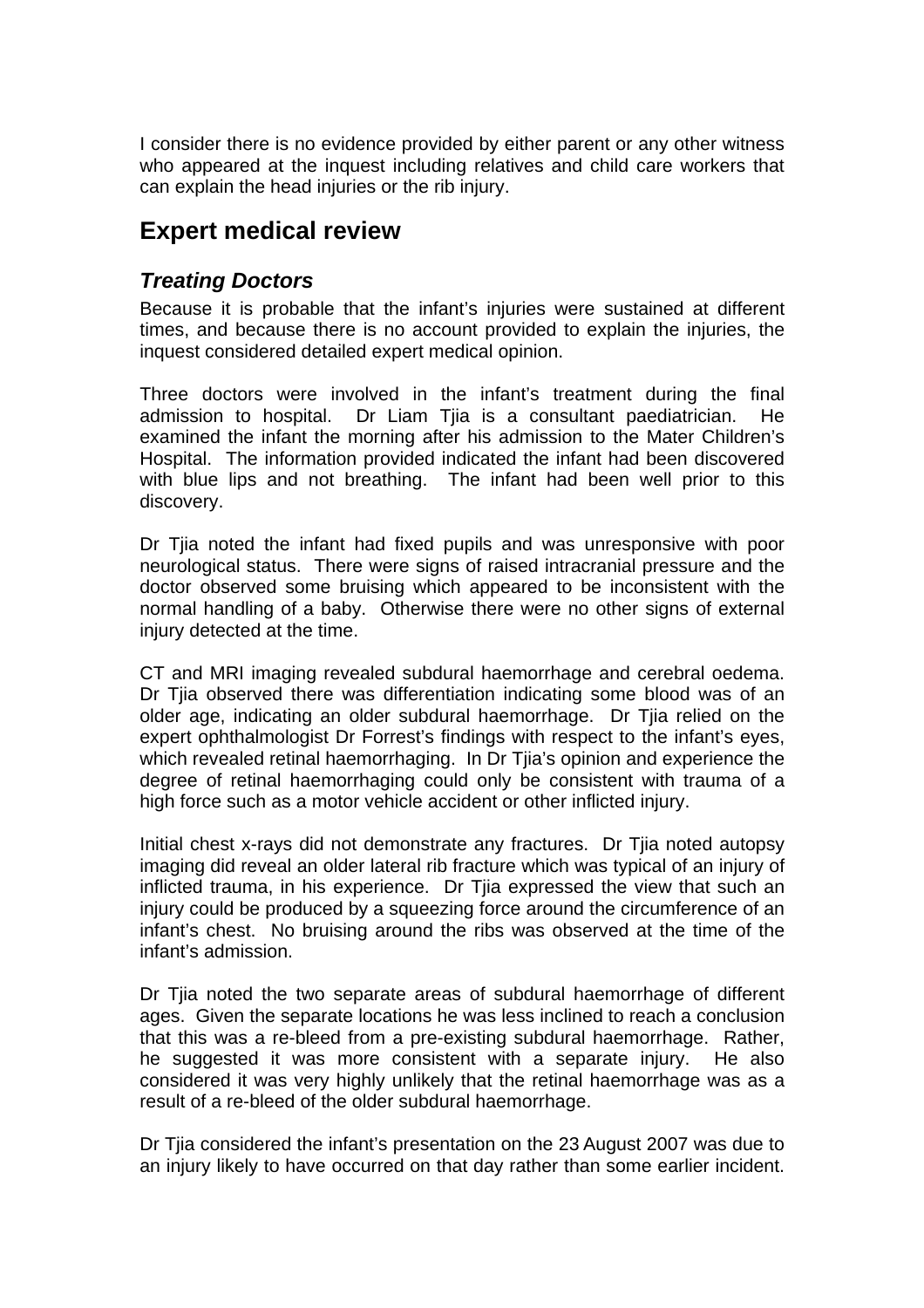I consider there is no evidence provided by either parent or any other witness who appeared at the inquest including relatives and child care workers that can explain the head injuries or the rib injury.

## Expert medical review

### *Treating Doctors*

Because it is probable that the infant's injuries were sustained at different times, and because there is no account provided to explain the injuries, the inquest considered detailed expert medical opinion.

Three doctors were involved in the infant's treatment during the final admission to hospital. Dr Liam Tjia is a consultant paediatrician. He examined the infant the morning after his admission to the Mater Children's Hospital. The information provided indicated the infant had been discovered with blue lips and not breathing. The infant had been well prior to this discovery.

Dr Tjia noted the infant had fixed pupils and was unresponsive with poor neurological status. There were signs of raised intracranial pressure and the doctor observed some bruising which appeared to be inconsistent with the normal handling of a baby. Otherwise there were no other signs of external injury detected at the time.

CT and MRI imaging revealed subdural haemorrhage and cerebral oedema. Dr Tjia observed there was differentiation indicating some blood was of an older age, indicating an older subdural haemorrhage. Dr Tjia relied on the expert ophthalmologist Dr Forrest's findings with respect to the infant's eyes, which revealed retinal haemorrhaging. In Dr Tjia's opinion and experience the degree of retinal haemorrhaging could only be consistent with trauma of a high force such as a motor vehicle accident or other inflicted injury.

Initial chest x-rays did not demonstrate any fractures. Dr Tjia noted autopsy imaging did reveal an older lateral rib fracture which was typical of an injury of inflicted trauma, in his experience. Dr Tjia expressed the view that such an injury could be produced by a squeezing force around the circumference of an infant's chest. No bruising around the ribs was observed at the time of the infant's admission.

Dr Tjia noted the two separate areas of subdural haemorrhage of different ages. Given the separate locations he was less inclined to reach a conclusion that this was a re-bleed from a pre-existing subdural haemorrhage. Rather, he suggested it was more consistent with a separate injury. He also considered it was very highly unlikely that the retinal haemorrhage was as a result of a re-bleed of the older subdural haemorrhage.

Dr Tjia considered the infant's presentation on the 23 August 2007 was due to an injury likely to have occurred on that day rather than some earlier incident.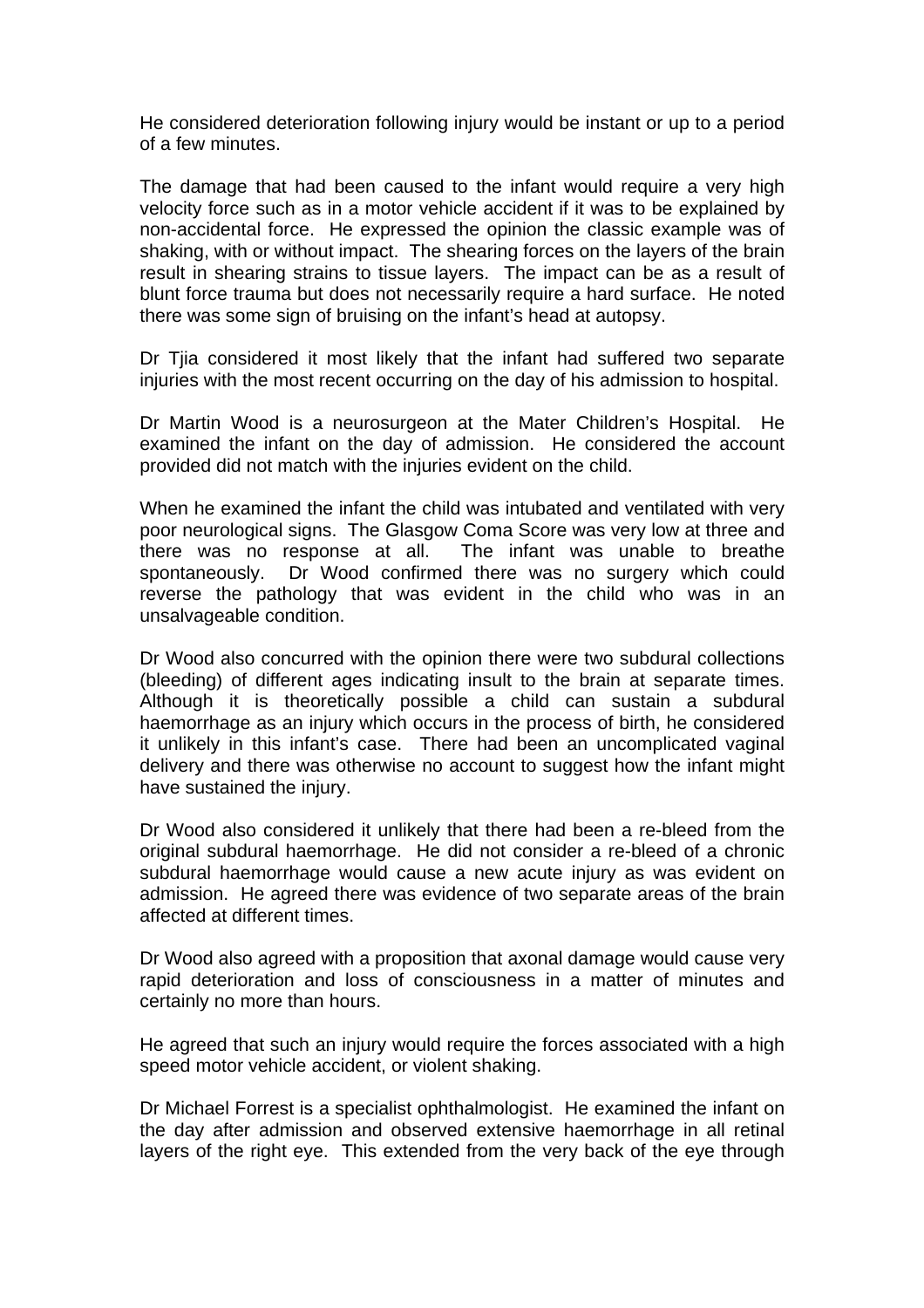He considered deterioration following injury would be instant or up to a period of a few minutes.

The damage that had been caused to the infant would require a very high velocity force such as in a motor vehicle accident if it was to be explained by non-accidental force. He expressed the opinion the classic example was of shaking, with or without impact. The shearing forces on the layers of the brain result in shearing strains to tissue layers. The impact can be as a result of blunt force trauma but does not necessarily require a hard surface. He noted there was some sign of bruising on the infant's head at autopsy.

Dr Tjia considered it most likely that the infant had suffered two separate injuries with the most recent occurring on the day of his admission to hospital.

Dr Martin Wood is a neurosurgeon at the Mater Children's Hospital. He examined the infant on the day of admission. He considered the account provided did not match with the injuries evident on the child.

When he examined the infant the child was intubated and ventilated with very poor neurological signs. The Glasgow Coma Score was very low at three and there was no response at all. The infant was unable to breathe spontaneously. Dr Wood confirmed there was no surgery which could reverse the pathology that was evident in the child who was in an unsalvageable condition.

Dr Wood also concurred with the opinion there were two subdural collections (bleeding) of different ages indicating insult to the brain at separate times. Although it is theoretically possible a child can sustain a subdural haemorrhage as an injury which occurs in the process of birth, he considered it unlikely in this infant's case. There had been an uncomplicated vaginal delivery and there was otherwise no account to suggest how the infant might have sustained the injury.

Dr Wood also considered it unlikely that there had been a re-bleed from the original subdural haemorrhage. He did not consider a re-bleed of a chronic subdural haemorrhage would cause a new acute injury as was evident on admission. He agreed there was evidence of two separate areas of the brain affected at different times.

Dr Wood also agreed with a proposition that axonal damage would cause very rapid deterioration and loss of consciousness in a matter of minutes and certainly no more than hours.

He agreed that such an injury would require the forces associated with a high speed motor vehicle accident, or violent shaking.

Dr Michael Forrest is a specialist ophthalmologist. He examined the infant on the day after admission and observed extensive haemorrhage in all retinal layers of the right eye. This extended from the very back of the eye through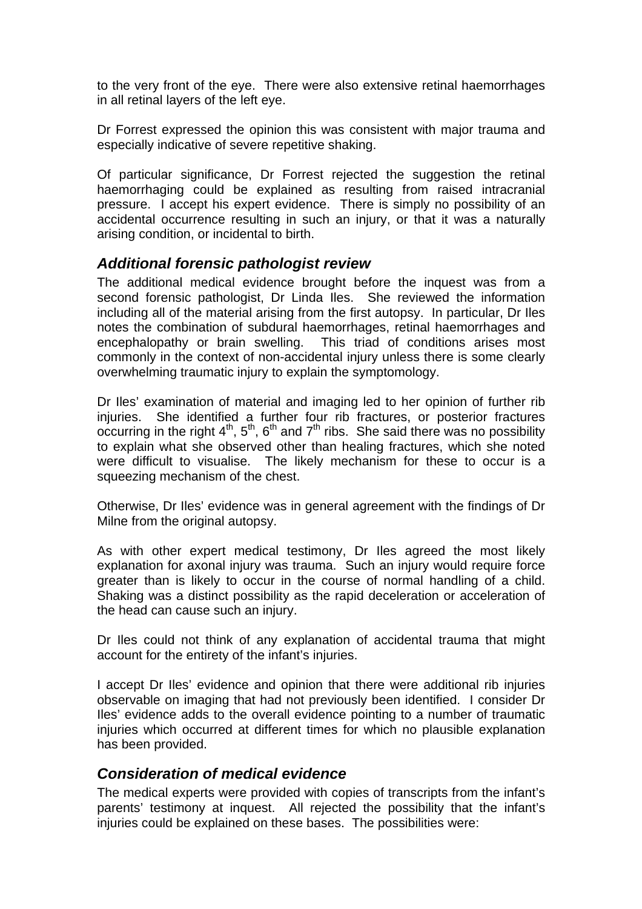to the very front of the eye. There were also extensive retinal haemorrhages in all retinal layers of the left eye.

Dr Forrest expressed the opinion this was consistent with major trauma and especially indicative of severe repetitive shaking.

Of particular significance, Dr Forrest rejected the suggestion the retinal haemorrhaging could be explained as resulting from raised intracranial pressure. I accept his expert evidence. There is simply no possibility of an accidental occurrence resulting in such an injury, or that it was a naturally arising condition, or incidental to birth.

### *Additional forensic pathologist review*

The additional medical evidence brought before the inquest was from a second forensic pathologist, Dr Linda Iles. She reviewed the information including all of the material arising from the first autopsy. In particular, Dr Iles notes the combination of subdural haemorrhages, retinal haemorrhages and encephalopathy or brain swelling. This triad of conditions arises most commonly in the context of non-accidental injury unless there is some clearly overwhelming traumatic injury to explain the symptomology.

Dr Iles' examination of material and imaging led to her opinion of further rib injuries. She identified a further four rib fractures, or posterior fractures occurring in the right 4th, 5th, 6th and 7th ribs. She said there was no possibility to explain what she observed other than healing fractures, which she noted were difficult to visualise. The likely mechanism for these to occur is a squeezing mechanism of the chest.

Otherwise, Dr Iles' evidence was in general agreement with the findings of Dr Milne from the original autopsy.

As with other expert medical testimony, Dr Iles agreed the most likely explanation for axonal injury was trauma. Such an injury would require force greater than is likely to occur in the course of normal handling of a child. Shaking was a distinct possibility as the rapid deceleration or acceleration of the head can cause such an injury.

Dr Iles could not think of any explanation of accidental trauma that might account for the entirety of the infant's injuries.

I accept Dr Iles' evidence and opinion that there were additional rib injuries observable on imaging that had not previously been identified. I consider Dr Iles' evidence adds to the overall evidence pointing to a number of traumatic injuries which occurred at different times for which no plausible explanation has been provided.

### *Consideration of medical evidence*

The medical experts were provided with copies of transcripts from the infant's parents' testimony at inquest. All rejected the possibility that the infant's injuries could be explained on these bases. The possibilities were: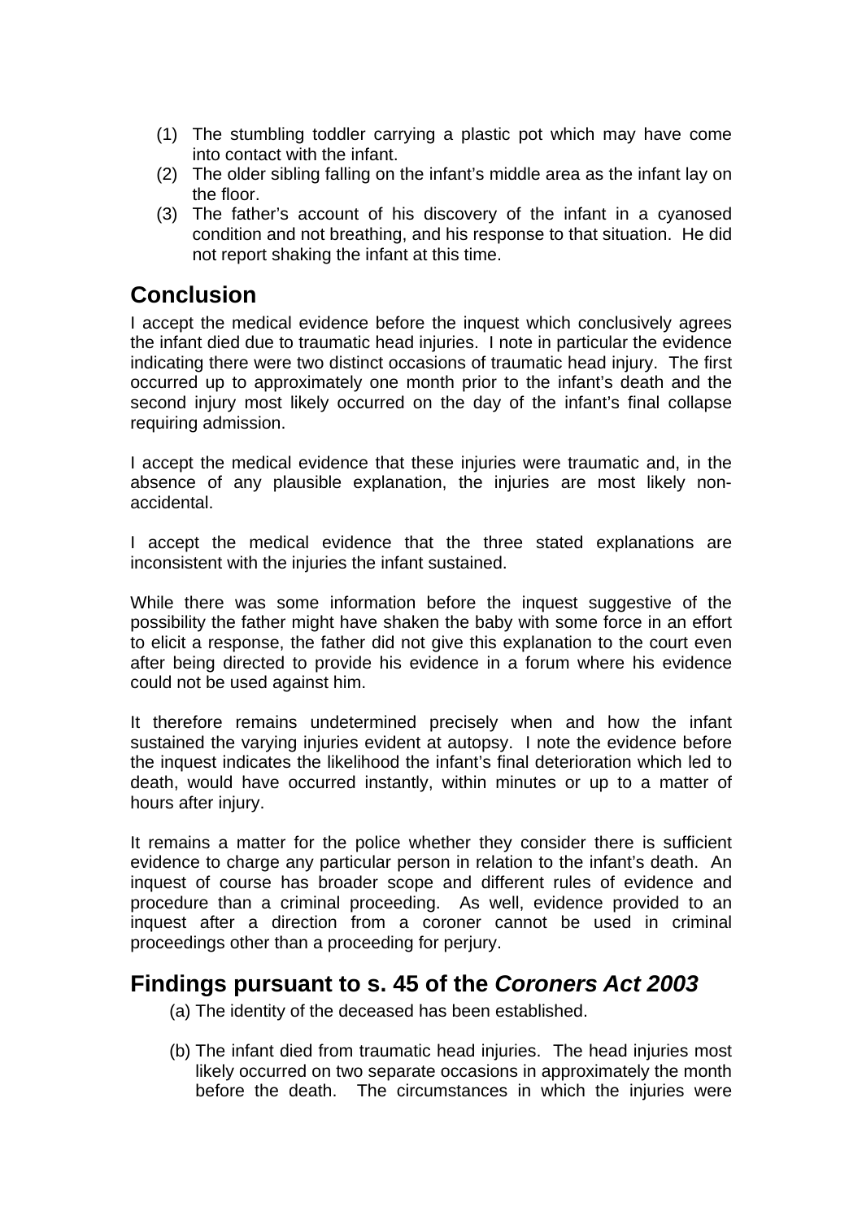(1) The stumbling toddler carrying a plastic pot which may have come into contact with the infant.
(2) The older sibling falling on the infant's middle area as the infant lay on the floor.
(3) The father's account of his discovery of the infant in a cyanosed condition and not breathing, and his response to that situation. He did not report shaking the infant at this time.

## Conclusion

I accept the medical evidence before the inquest which conclusively agrees the infant died due to traumatic head injuries. I note in particular the evidence indicating there were two distinct occasions of traumatic head injury. The first occurred up to approximately one month prior to the infant's death and the second injury most likely occurred on the day of the infant's final collapse requiring admission.

I accept the medical evidence that these injuries were traumatic and, in the absence of any plausible explanation, the injuries are most likely non-accidental.

I accept the medical evidence that the three stated explanations are inconsistent with the injuries the infant sustained.

While there was some information before the inquest suggestive of the possibility the father might have shaken the baby with some force in an effort to elicit a response, the father did not give this explanation to the court even after being directed to provide his evidence in a forum where his evidence could not be used against him.

It therefore remains undetermined precisely when and how the infant sustained the varying injuries evident at autopsy. I note the evidence before the inquest indicates the likelihood the infant's final deterioration which led to death, would have occurred instantly, within minutes or up to a matter of hours after injury.

It remains a matter for the police whether they consider there is sufficient evidence to charge any particular person in relation to the infant's death. An inquest of course has broader scope and different rules of evidence and procedure than a criminal proceeding. As well, evidence provided to an inquest after a direction from a coroner cannot be used in criminal proceedings other than a proceeding for perjury.

## Findings pursuant to s. 45 of the *Coroners Act 2003*

(a) The identity of the deceased has been established.

(b) The infant died from traumatic head injuries. The head injuries most likely occurred on two separate occasions in approximately the month before the death. The circumstances in which the injuries were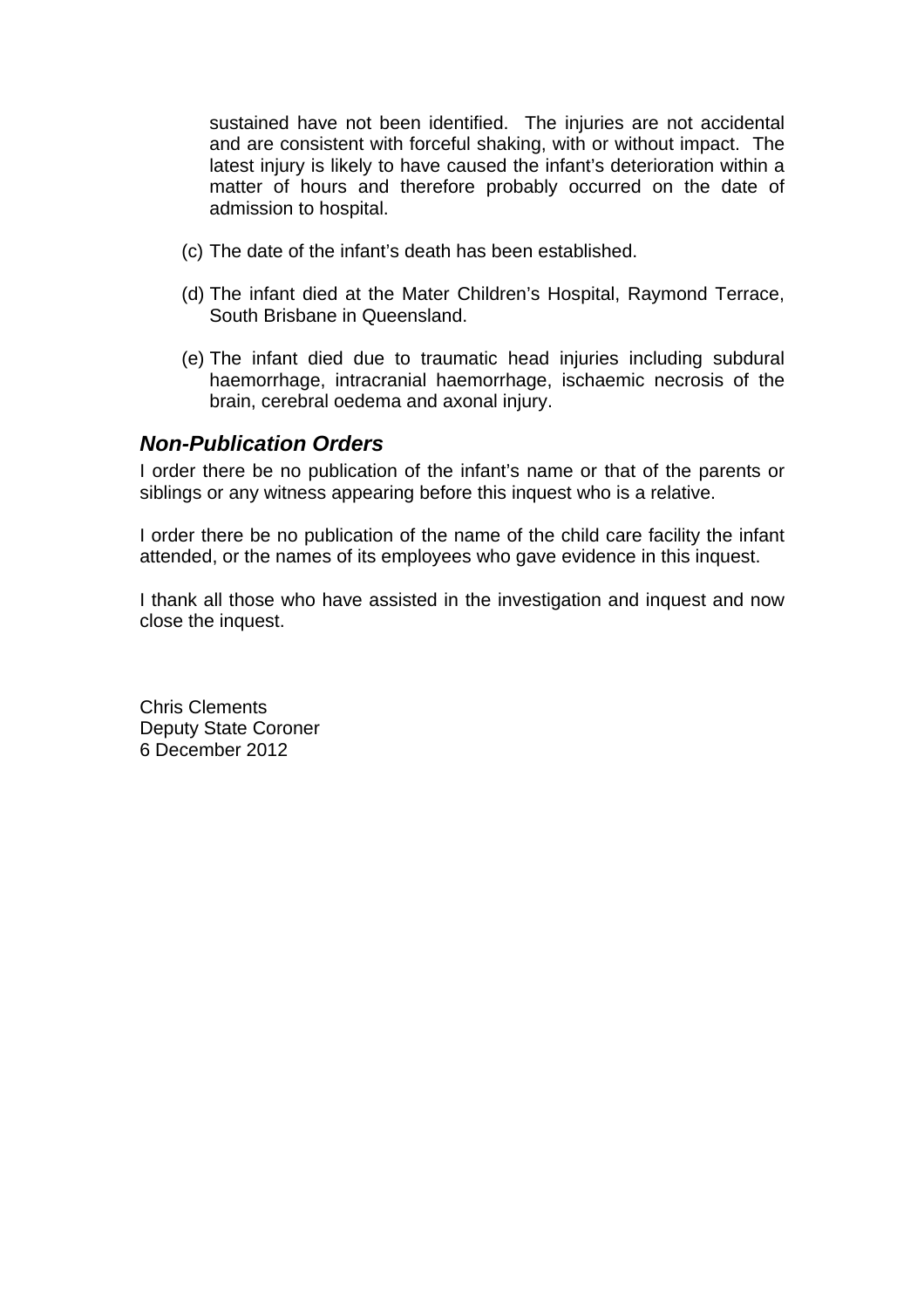sustained have not been identified. The injuries are not accidental and are consistent with forceful shaking, with or without impact. The latest injury is likely to have caused the infant's deterioration within a matter of hours and therefore probably occurred on the date of admission to hospital.

(c) The date of the infant's death has been established.

(d) The infant died at the Mater Children's Hospital, Raymond Terrace, South Brisbane in Queensland.

(e) The infant died due to traumatic head injuries including subdural haemorrhage, intracranial haemorrhage, ischaemic necrosis of the brain, cerebral oedema and axonal injury.

## *Non-Publication Orders*

I order there be no publication of the infant's name or that of the parents or siblings or any witness appearing before this inquest who is a relative.

I order there be no publication of the name of the child care facility the infant attended, or the names of its employees who gave evidence in this inquest.

I thank all those who have assisted in the investigation and inquest and now close the inquest.

Chris Clements
Deputy State Coroner
6 December 2012